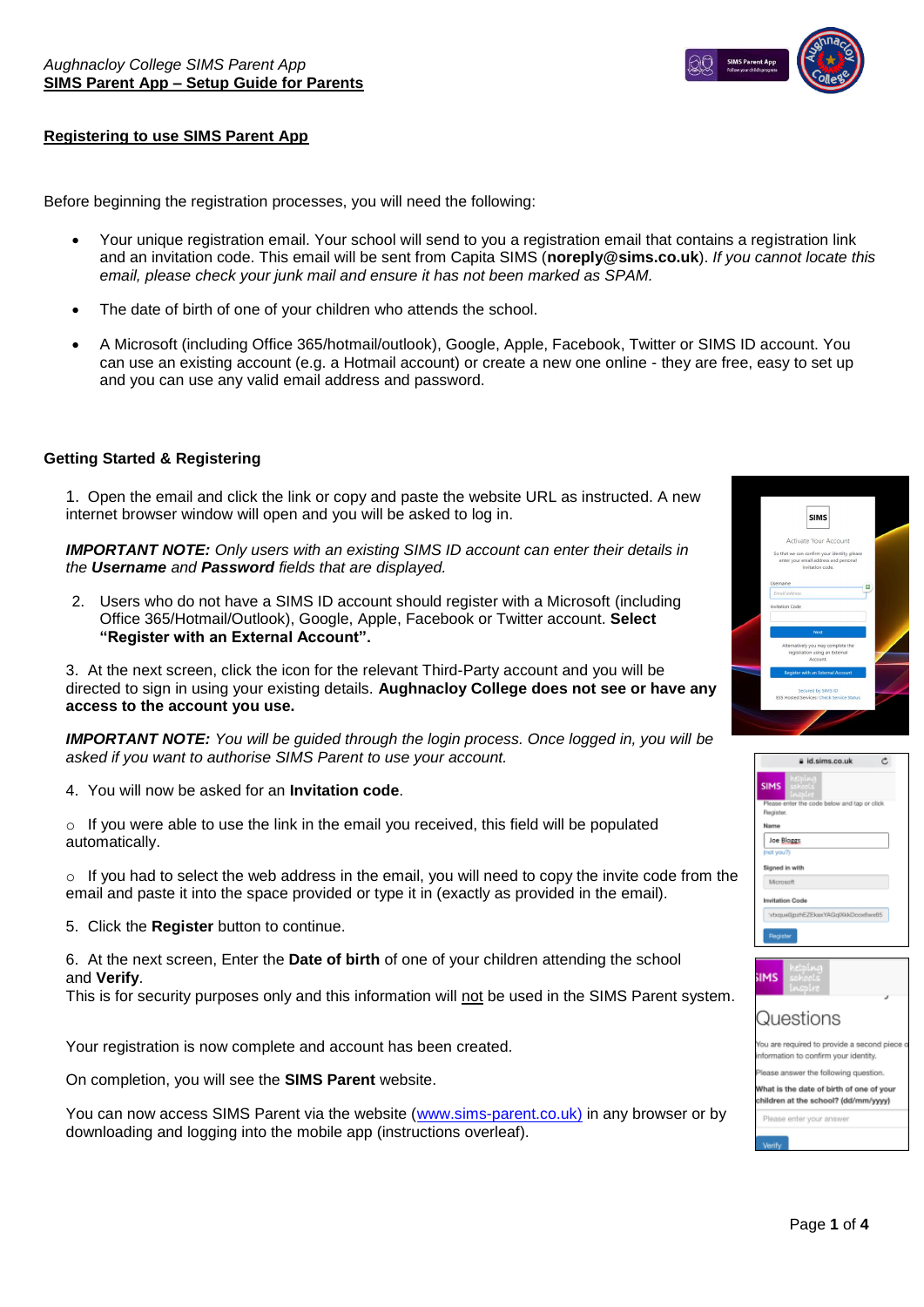*Aughnacloy College SIMS Parent App*

**SIMS Parent App – Setup Guide for Parents**

## Registering to use SIMS Parent App

Before beginning the registration processes, you will need the following:

- Your unique registration email. Your school will send to you a registration email that contains a registration link and an invitation code. This email will be sent from Capita SIMS (**noreply@sims.co.uk**). *If you cannot locate this email, please check your junk mail and ensure it has not been marked as SPAM.*
- The date of birth of one of your children who attends the school.
- A Microsoft (including Office 365/hotmail/outlook), Google, Apple, Facebook, Twitter or SIMS ID account. You can use an existing account (e.g. a Hotmail account) or create a new one online - they are free, easy to set up and you can use any valid email address and password.

### Getting Started & Registering

1. Open the email and click the link or copy and paste the website URL as instructed. A new internet browser window will open and you will be asked to log in.

***IMPORTANT NOTE:*** *Only users with an existing SIMS ID account can enter their details in the **Username** and **Password** fields that are displayed.*

2. Users who do not have a SIMS ID account should register with a Microsoft (including Office 365/Hotmail/Outlook), Google, Apple, Facebook or Twitter account. **Select "Register with an External Account".**

3. At the next screen, click the icon for the relevant Third-Party account and you will be directed to sign in using your existing details. **Aughnacloy College does not see or have any access to the account you use.**

***IMPORTANT NOTE:*** *You will be guided through the login process. Once logged in, you will be asked if you want to authorise SIMS Parent to use your account.*

4. You will now be asked for an **Invitation code**.

○ If you were able to use the link in the email you received, this field will be populated automatically.

○ If you had to select the web address in the email, you will need to copy the invite code from the email and paste it into the space provided or type it in (exactly as provided in the email).

5. Click the **Register** button to continue.

6. At the next screen, Enter the **Date of birth** of one of your children attending the school and **Verify**.
This is for security purposes only and this information will not be used in the SIMS Parent system.

Your registration is now complete and account has been created.

On completion, you will see the **SIMS Parent** website.

You can now access SIMS Parent via the website (www.sims-parent.co.uk) in any browser or by downloading and logging into the mobile app (instructions overleaf).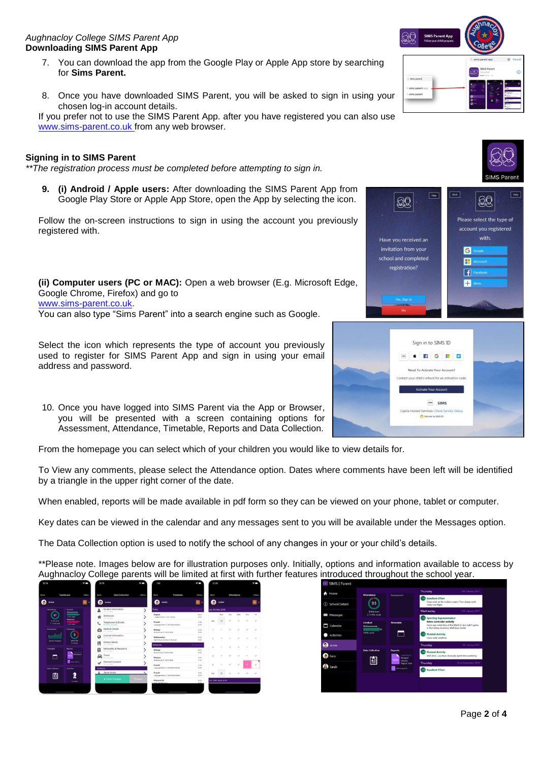*Aughnacloy College SIMS Parent App*

**Downloading SIMS Parent App**

7. You can download the app from the Google Play or Apple App store by searching for **Sims Parent.**

8. Once you have downloaded SIMS Parent, you will be asked to sign in using your chosen log-in account details.

If you prefer not to use the SIMS Parent App. after you have registered you can also use www.sims-parent.co.uk from any web browser.

**Signing in to SIMS Parent**

*\*\*The registration process must be completed before attempting to sign in.*

9. **(i) Android / Apple users:** After downloading the SIMS Parent App from Google Play Store or Apple App Store, open the App by selecting the icon.

Follow the on-screen instructions to sign in using the account you previously registered with.

**(ii) Computer users (PC or MAC):** Open a web browser (E.g. Microsoft Edge, Google Chrome, Firefox) and go to www.sims-parent.co.uk.

You can also type "Sims Parent" into a search engine such as Google.

Select the icon which represents the type of account you previously used to register for SIMS Parent App and sign in using your email address and password.

10. Once you have logged into SIMS Parent via the App or Browser, you will be presented with a screen containing options for Assessment, Attendance, Timetable, Reports and Data Collection.

From the homepage you can select which of your children you would like to view details for.

To View any comments, please select the Attendance option. Dates where comments have been left will be identified by a triangle in the upper right corner of the date.

When enabled, reports will be made available in pdf form so they can be viewed on your phone, tablet or computer.

Key dates can be viewed in the calendar and any messages sent to you will be available under the Messages option.

The Data Collection option is used to notify the school of any changes in your or your child's details.

\*\*Please note. Images below are for illustration purposes only. Initially, options and information available to access by Aughnacloy College parents will be limited at first with further features introduced throughout the school year.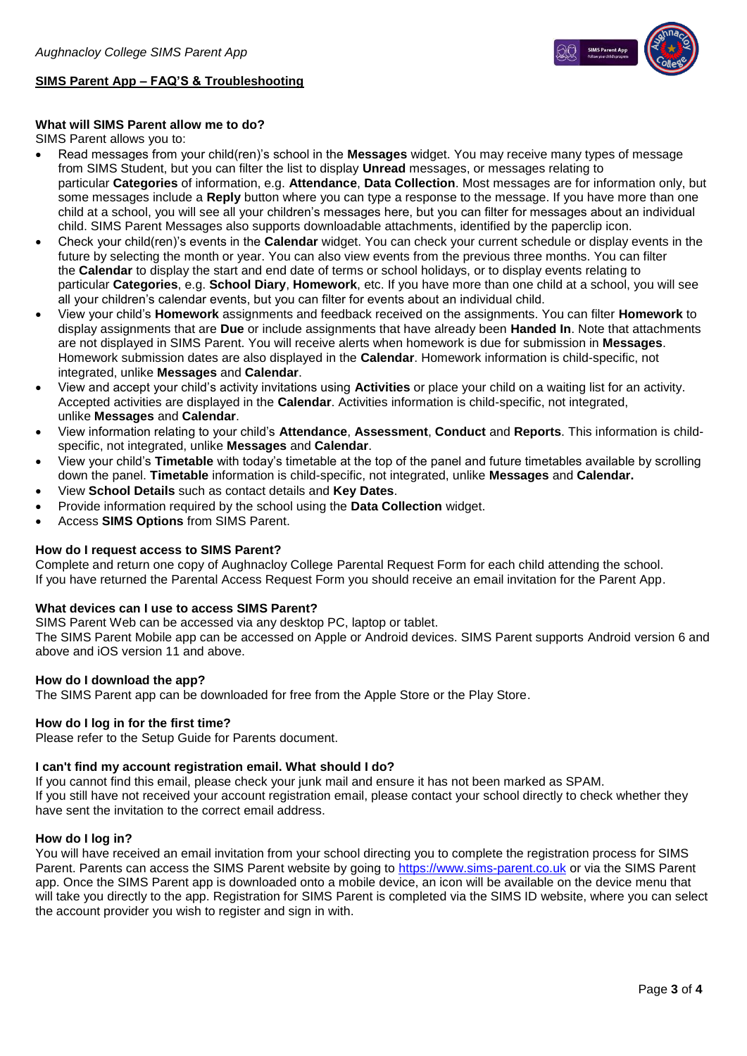## SIMS Parent App – FAQ'S & Troubleshooting

**What will SIMS Parent allow me to do?**

SIMS Parent allows you to:

- Read messages from your child(ren)'s school in the **Messages** widget. You may receive many types of message from SIMS Student, but you can filter the list to display **Unread** messages, or messages relating to particular **Categories** of information, e.g. **Attendance**, **Data Collection**. Most messages are for information only, but some messages include a **Reply** button where you can type a response to the message. If you have more than one child at a school, you will see all your children's messages here, but you can filter for messages about an individual child. SIMS Parent Messages also supports downloadable attachments, identified by the paperclip icon.
- Check your child(ren)'s events in the **Calendar** widget. You can check your current schedule or display events in the future by selecting the month or year. You can also view events from the previous three months. You can filter the **Calendar** to display the start and end date of terms or school holidays, or to display events relating to particular **Categories**, e.g. **School Diary**, **Homework**, etc. If you have more than one child at a school, you will see all your children's calendar events, but you can filter for events about an individual child.
- View your child's **Homework** assignments and feedback received on the assignments. You can filter **Homework** to display assignments that are **Due** or include assignments that have already been **Handed In**. Note that attachments are not displayed in SIMS Parent. You will receive alerts when homework is due for submission in **Messages**. Homework submission dates are also displayed in the **Calendar**. Homework information is child-specific, not integrated, unlike **Messages** and **Calendar**.
- View and accept your child's activity invitations using **Activities** or place your child on a waiting list for an activity. Accepted activities are displayed in the **Calendar**. Activities information is child-specific, not integrated, unlike **Messages** and **Calendar**.
- View information relating to your child's **Attendance**, **Assessment**, **Conduct** and **Reports**. This information is child-specific, not integrated, unlike **Messages** and **Calendar**.
- View your child's **Timetable** with today's timetable at the top of the panel and future timetables available by scrolling down the panel. **Timetable** information is child-specific, not integrated, unlike **Messages** and **Calendar.**
- View **School Details** such as contact details and **Key Dates**.
- Provide information required by the school using the **Data Collection** widget.
- Access **SIMS Options** from SIMS Parent.

**How do I request access to SIMS Parent?**

Complete and return one copy of Aughnacloy College Parental Request Form for each child attending the school.
If you have returned the Parental Access Request Form you should receive an email invitation for the Parent App.

**What devices can I use to access SIMS Parent?**

SIMS Parent Web can be accessed via any desktop PC, laptop or tablet.
The SIMS Parent Mobile app can be accessed on Apple or Android devices. SIMS Parent supports Android version 6 and above and iOS version 11 and above.

**How do I download the app?**

The SIMS Parent app can be downloaded for free from the Apple Store or the Play Store.

**How do I log in for the first time?**

Please refer to the Setup Guide for Parents document.

**I can't find my account registration email. What should I do?**

If you cannot find this email, please check your junk mail and ensure it has not been marked as SPAM.
If you still have not received your account registration email, please contact your school directly to check whether they have sent the invitation to the correct email address.

**How do I log in?**

You will have received an email invitation from your school directing you to complete the registration process for SIMS Parent. Parents can access the SIMS Parent website by going to https://www.sims-parent.co.uk or via the SIMS Parent app. Once the SIMS Parent app is downloaded onto a mobile device, an icon will be available on the device menu that will take you directly to the app. Registration for SIMS Parent is completed via the SIMS ID website, where you can select the account provider you wish to register and sign in with.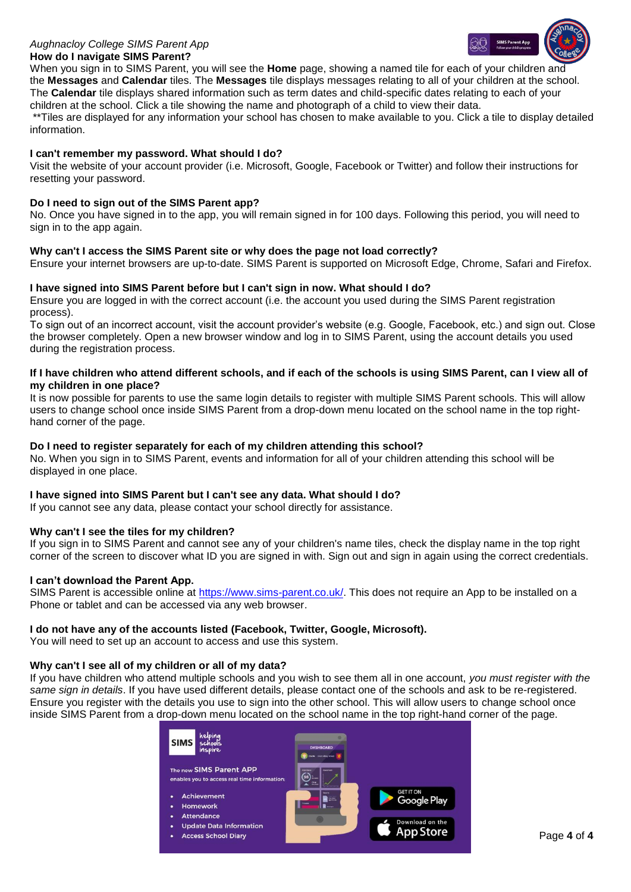*Aughnacloy College SIMS Parent App*

**How do I navigate SIMS Parent?**

When you sign in to SIMS Parent, you will see the **Home** page, showing a named tile for each of your children and the **Messages** and **Calendar** tiles. The **Messages** tile displays messages relating to all of your children at the school. The **Calendar** tile displays shared information such as term dates and child-specific dates relating to each of your children at the school. Click a tile showing the name and photograph of a child to view their data.

**Tiles are displayed for any information your school has chosen to make available to you. Click a tile to display detailed information.

**I can't remember my password. What should I do?**

Visit the website of your account provider (i.e. Microsoft, Google, Facebook or Twitter) and follow their instructions for resetting your password.

**Do I need to sign out of the SIMS Parent app?**

No. Once you have signed in to the app, you will remain signed in for 100 days. Following this period, you will need to sign in to the app again.

**Why can't I access the SIMS Parent site or why does the page not load correctly?**

Ensure your internet browsers are up-to-date. SIMS Parent is supported on Microsoft Edge, Chrome, Safari and Firefox.

**I have signed into SIMS Parent before but I can't sign in now. What should I do?**

Ensure you are logged in with the correct account (i.e. the account you used during the SIMS Parent registration process).

To sign out of an incorrect account, visit the account provider's website (e.g. Google, Facebook, etc.) and sign out. Close the browser completely. Open a new browser window and log in to SIMS Parent, using the account details you used during the registration process.

**If I have children who attend different schools, and if each of the schools is using SIMS Parent, can I view all of my children in one place?**

It is now possible for parents to use the same login details to register with multiple SIMS Parent schools. This will allow users to change school once inside SIMS Parent from a drop-down menu located on the school name in the top right-hand corner of the page.

**Do I need to register separately for each of my children attending this school?**

No. When you sign in to SIMS Parent, events and information for all of your children attending this school will be displayed in one place.

**I have signed into SIMS Parent but I can't see any data. What should I do?**

If you cannot see any data, please contact your school directly for assistance.

**Why can't I see the tiles for my children?**

If you sign in to SIMS Parent and cannot see any of your children's name tiles, check the display name in the top right corner of the screen to discover what ID you are signed in with. Sign out and sign in again using the correct credentials.

**I can't download the Parent App.**

SIMS Parent is accessible online at https://www.sims-parent.co.uk/. This does not require an App to be installed on a Phone or tablet and can be accessed via any web browser.

**I do not have any of the accounts listed (Facebook, Twitter, Google, Microsoft).**

You will need to set up an account to access and use this system.

**Why can't I see all of my children or all of my data?**

If you have children who attend multiple schools and you wish to see them all in one account, *you must register with the same sign in details*. If you have used different details, please contact one of the schools and ask to be re-registered. Ensure you register with the details you use to sign into the other school. This will allow users to change school once inside SIMS Parent from a drop-down menu located on the school name in the top right-hand corner of the page.

SIMS helping schools inspire

The new SIMS Parent APP enables you to access real time information:

- Achievement
- Homework
- Attendance
- Update Data Information
- Access School Diary

GET IT ON Google Play

Download on the App Store